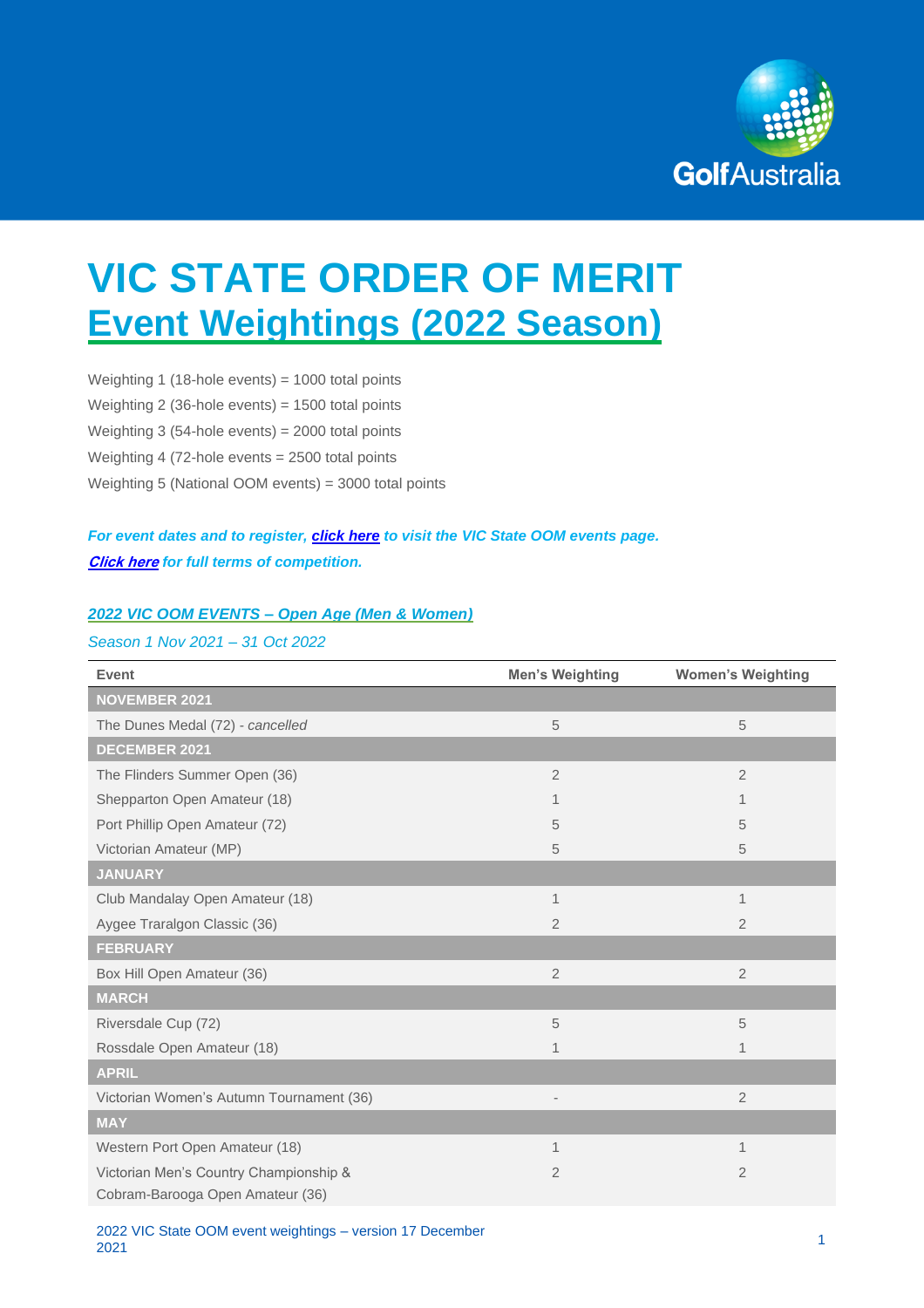# VIC STATE ORDER OF MERIT

## Event Weightings (2022 Season)

Weighting 1 (18-hole events) = 1000 total points

Weighting 2 (36-hole events) = 1500 total points

Weighting 3 (54-hole events) = 2000 total points

Weighting 4 (72-hole events = 2500 total points

Weighting 5 (National OOM events) = 3000 total points

***For event dates and to register, click here to visit the VIC State OOM events page.***

***Click here for full terms of competition.***

***2022 VIC OOM EVENTS – Open Age (Men & Women)***

*Season 1 Nov 2021 – 31 Oct 2022*

| Event | Men's Weighting | Women's Weighting |
|---|---|---|
| **NOVEMBER 2021** | | |
| The Dunes Medal (72) - *cancelled* | 5 | 5 |
| **DECEMBER 2021** | | |
| The Flinders Summer Open (36) | 2 | 2 |
| Shepparton Open Amateur (18) | 1 | 1 |
| Port Phillip Open Amateur (72) | 5 | 5 |
| Victorian Amateur (MP) | 5 | 5 |
| **JANUARY** | | |
| Club Mandalay Open Amateur (18) | 1 | 1 |
| Aygee Traralgon Classic (36) | 2 | 2 |
| **FEBRUARY** | | |
| Box Hill Open Amateur (36) | 2 | 2 |
| **MARCH** | | |
| Riversdale Cup (72) | 5 | 5 |
| Rossdale Open Amateur (18) | 1 | 1 |
| **APRIL** | | |
| Victorian Women's Autumn Tournament (36) | - | 2 |
| **MAY** | | |
| Western Port Open Amateur (18) | 1 | 1 |
| Victorian Men's Country Championship & Cobram-Barooga Open Amateur (36) | 2 | 2 |

2022 VIC State OOM event weightings – version 17 December 2021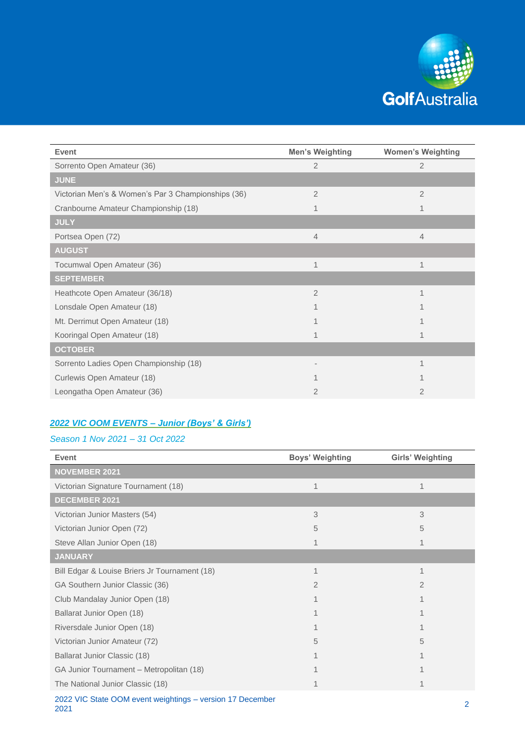| Event | Men's Weighting | Women's Weighting |
|---|---|---|
| Sorrento Open Amateur (36) | 2 | 2 |
| **JUNE** | | |
| Victorian Men's & Women's Par 3 Championships (36) | 2 | 2 |
| Cranbourne Amateur Championship (18) | 1 | 1 |
| **JULY** | | |
| Portsea Open (72) | 4 | 4 |
| **AUGUST** | | |
| Tocumwal Open Amateur (36) | 1 | 1 |
| **SEPTEMBER** | | |
| Heathcote Open Amateur (36/18) | 2 | 1 |
| Lonsdale Open Amateur (18) | 1 | 1 |
| Mt. Derrimut Open Amateur (18) | 1 | 1 |
| Kooringal Open Amateur (18) | 1 | 1 |
| **OCTOBER** | | |
| Sorrento Ladies Open Championship (18) | - | 1 |
| Curlewis Open Amateur (18) | 1 | 1 |
| Leongatha Open Amateur (36) | 2 | 2 |

## *2022 VIC OOM EVENTS – Junior (Boys' & Girls')*

*Season 1 Nov 2021 – 31 Oct 2022*

| Event | Boys' Weighting | Girls' Weighting |
|---|---|---|
| **NOVEMBER 2021** | | |
| Victorian Signature Tournament (18) | 1 | 1 |
| **DECEMBER 2021** | | |
| Victorian Junior Masters (54) | 3 | 3 |
| Victorian Junior Open (72) | 5 | 5 |
| Steve Allan Junior Open (18) | 1 | 1 |
| **JANUARY** | | |
| Bill Edgar & Louise Briers Jr Tournament (18) | 1 | 1 |
| GA Southern Junior Classic (36) | 2 | 2 |
| Club Mandalay Junior Open (18) | 1 | 1 |
| Ballarat Junior Open (18) | 1 | 1 |
| Riversdale Junior Open (18) | 1 | 1 |
| Victorian Junior Amateur (72) | 5 | 5 |
| Ballarat Junior Classic (18) | 1 | 1 |
| GA Junior Tournament – Metropolitan (18) | 1 | 1 |
| The National Junior Classic (18) | 1 | 1 |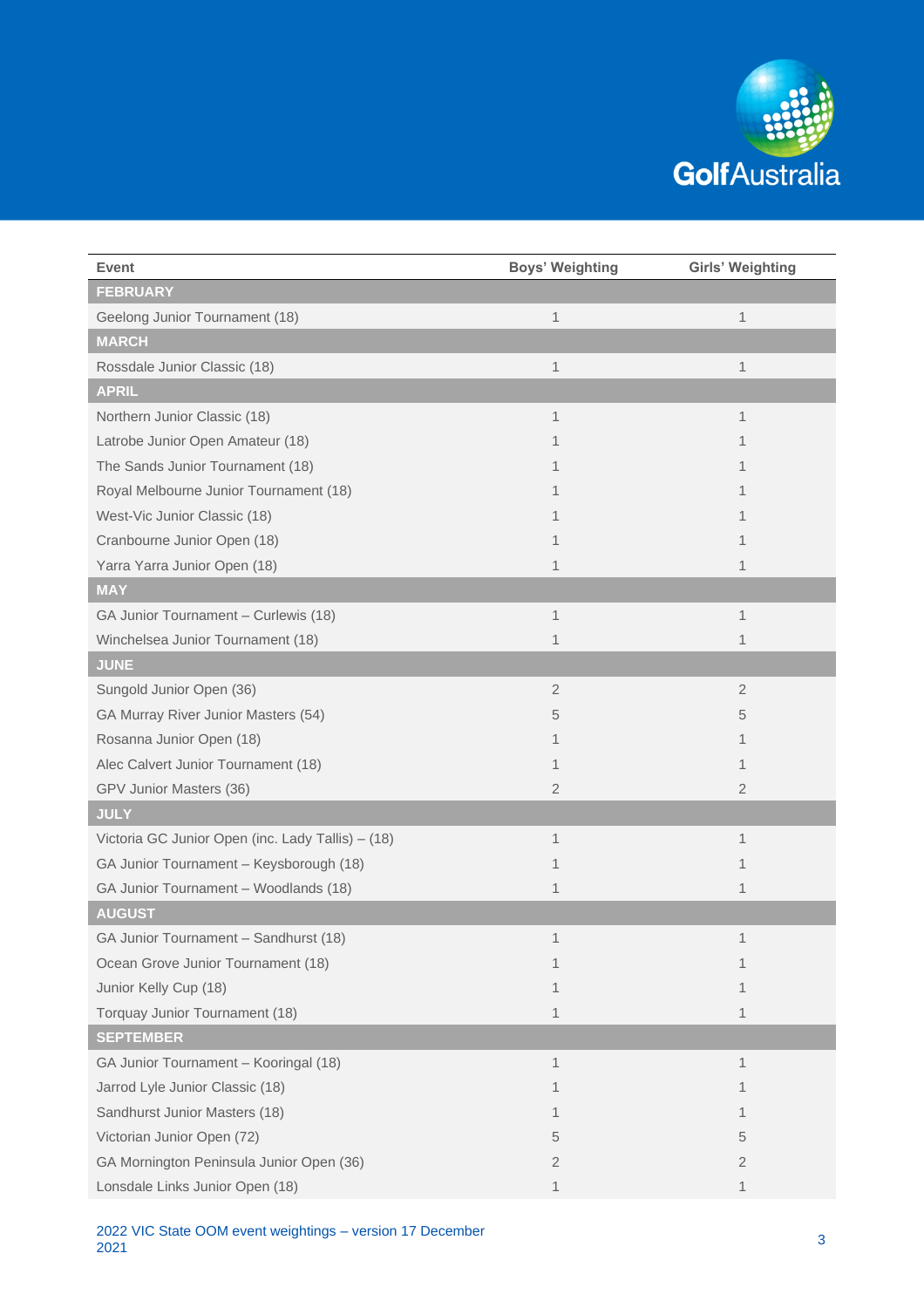| Event | Boys' Weighting | Girls' Weighting |
|---|---|---|
| **FEBRUARY** | | |
| Geelong Junior Tournament (18) | 1 | 1 |
| **MARCH** | | |
| Rossdale Junior Classic (18) | 1 | 1 |
| **APRIL** | | |
| Northern Junior Classic (18) | 1 | 1 |
| Latrobe Junior Open Amateur (18) | 1 | 1 |
| The Sands Junior Tournament (18) | 1 | 1 |
| Royal Melbourne Junior Tournament (18) | 1 | 1 |
| West-Vic Junior Classic (18) | 1 | 1 |
| Cranbourne Junior Open (18) | 1 | 1 |
| Yarra Yarra Junior Open (18) | 1 | 1 |
| **MAY** | | |
| GA Junior Tournament – Curlewis (18) | 1 | 1 |
| Winchelsea Junior Tournament (18) | 1 | 1 |
| **JUNE** | | |
| Sungold Junior Open (36) | 2 | 2 |
| GA Murray River Junior Masters (54) | 5 | 5 |
| Rosanna Junior Open (18) | 1 | 1 |
| Alec Calvert Junior Tournament (18) | 1 | 1 |
| GPV Junior Masters (36) | 2 | 2 |
| **JULY** | | |
| Victoria GC Junior Open (inc. Lady Tallis) – (18) | 1 | 1 |
| GA Junior Tournament – Keysborough (18) | 1 | 1 |
| GA Junior Tournament – Woodlands (18) | 1 | 1 |
| **AUGUST** | | |
| GA Junior Tournament – Sandhurst (18) | 1 | 1 |
| Ocean Grove Junior Tournament (18) | 1 | 1 |
| Junior Kelly Cup (18) | 1 | 1 |
| Torquay Junior Tournament (18) | 1 | 1 |
| **SEPTEMBER** | | |
| GA Junior Tournament – Kooringal (18) | 1 | 1 |
| Jarrod Lyle Junior Classic (18) | 1 | 1 |
| Sandhurst Junior Masters (18) | 1 | 1 |
| Victorian Junior Open (72) | 5 | 5 |
| GA Mornington Peninsula Junior Open (36) | 2 | 2 |
| Lonsdale Links Junior Open (18) | 1 | 1 |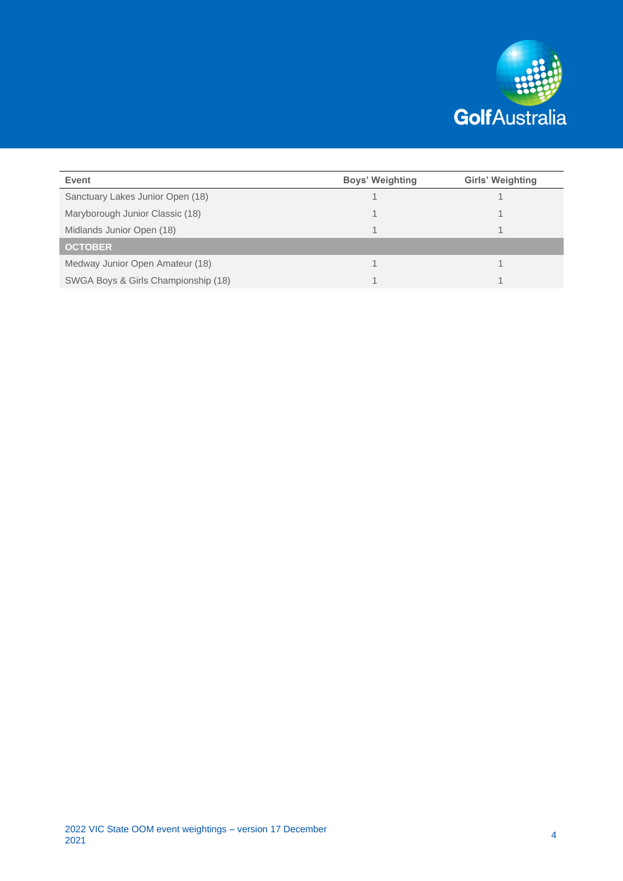| Event | Boys' Weighting | Girls' Weighting |
|---|---|---|
| Sanctuary Lakes Junior Open (18) | 1 | 1 |
| Maryborough Junior Classic (18) | 1 | 1 |
| Midlands Junior Open (18) | 1 | 1 |
| **OCTOBER** | | |
| Medway Junior Open Amateur (18) | 1 | 1 |
| SWGA Boys & Girls Championship (18) | 1 | 1 |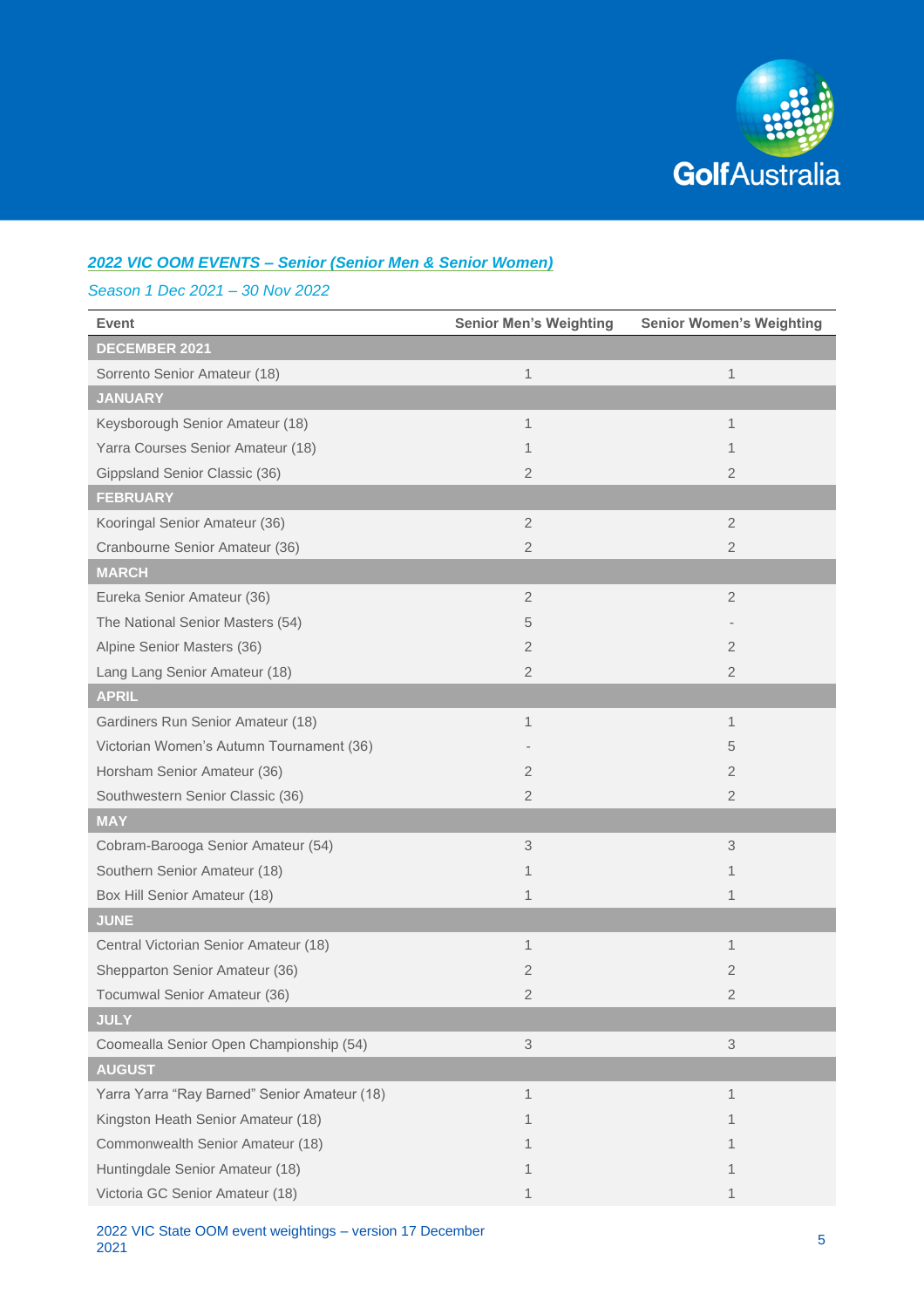***2022 VIC OOM EVENTS – Senior (Senior Men & Senior Women)***

*Season 1 Dec 2021 – 30 Nov 2022*

| Event | Senior Men's Weighting | Senior Women's Weighting |
|---|---|---|
| **DECEMBER 2021** | | |
| Sorrento Senior Amateur (18) | 1 | 1 |
| **JANUARY** | | |
| Keysborough Senior Amateur (18) | 1 | 1 |
| Yarra Courses Senior Amateur (18) | 1 | 1 |
| Gippsland Senior Classic (36) | 2 | 2 |
| **FEBRUARY** | | |
| Kooringal Senior Amateur (36) | 2 | 2 |
| Cranbourne Senior Amateur (36) | 2 | 2 |
| **MARCH** | | |
| Eureka Senior Amateur (36) | 2 | 2 |
| The National Senior Masters (54) | 5 | - |
| Alpine Senior Masters (36) | 2 | 2 |
| Lang Lang Senior Amateur (18) | 2 | 2 |
| **APRIL** | | |
| Gardiners Run Senior Amateur (18) | 1 | 1 |
| Victorian Women's Autumn Tournament (36) | - | 5 |
| Horsham Senior Amateur (36) | 2 | 2 |
| Southwestern Senior Classic (36) | 2 | 2 |
| **MAY** | | |
| Cobram-Barooga Senior Amateur (54) | 3 | 3 |
| Southern Senior Amateur (18) | 1 | 1 |
| Box Hill Senior Amateur (18) | 1 | 1 |
| **JUNE** | | |
| Central Victorian Senior Amateur (18) | 1 | 1 |
| Shepparton Senior Amateur (36) | 2 | 2 |
| Tocumwal Senior Amateur (36) | 2 | 2 |
| **JULY** | | |
| Coomealla Senior Open Championship (54) | 3 | 3 |
| **AUGUST** | | |
| Yarra Yarra "Ray Barned" Senior Amateur (18) | 1 | 1 |
| Kingston Heath Senior Amateur (18) | 1 | 1 |
| Commonwealth Senior Amateur (18) | 1 | 1 |
| Huntingdale Senior Amateur (18) | 1 | 1 |
| Victoria GC Senior Amateur (18) | 1 | 1 |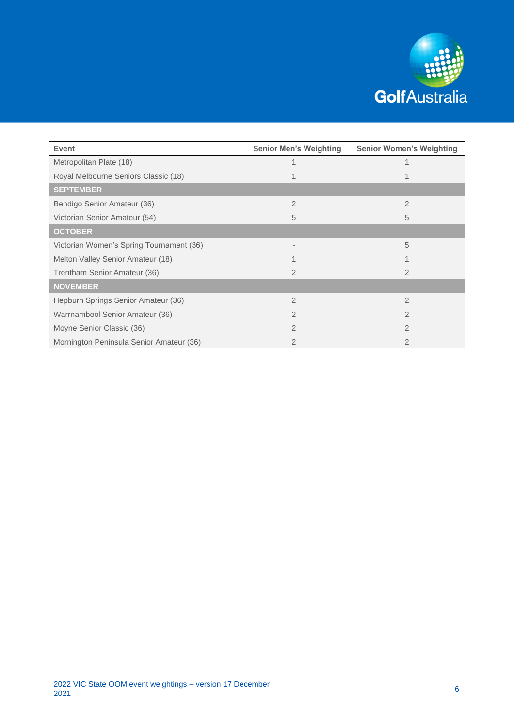| Event | Senior Men's Weighting | Senior Women's Weighting |
|---|---|---|
| Metropolitan Plate (18) | 1 | 1 |
| Royal Melbourne Seniors Classic (18) | 1 | 1 |
| **SEPTEMBER** | | |
| Bendigo Senior Amateur (36) | 2 | 2 |
| Victorian Senior Amateur (54) | 5 | 5 |
| **OCTOBER** | | |
| Victorian Women's Spring Tournament (36) | - | 5 |
| Melton Valley Senior Amateur (18) | 1 | 1 |
| Trentham Senior Amateur (36) | 2 | 2 |
| **NOVEMBER** | | |
| Hepburn Springs Senior Amateur (36) | 2 | 2 |
| Warrnambool Senior Amateur (36) | 2 | 2 |
| Moyne Senior Classic (36) | 2 | 2 |
| Mornington Peninsula Senior Amateur (36) | 2 | 2 |